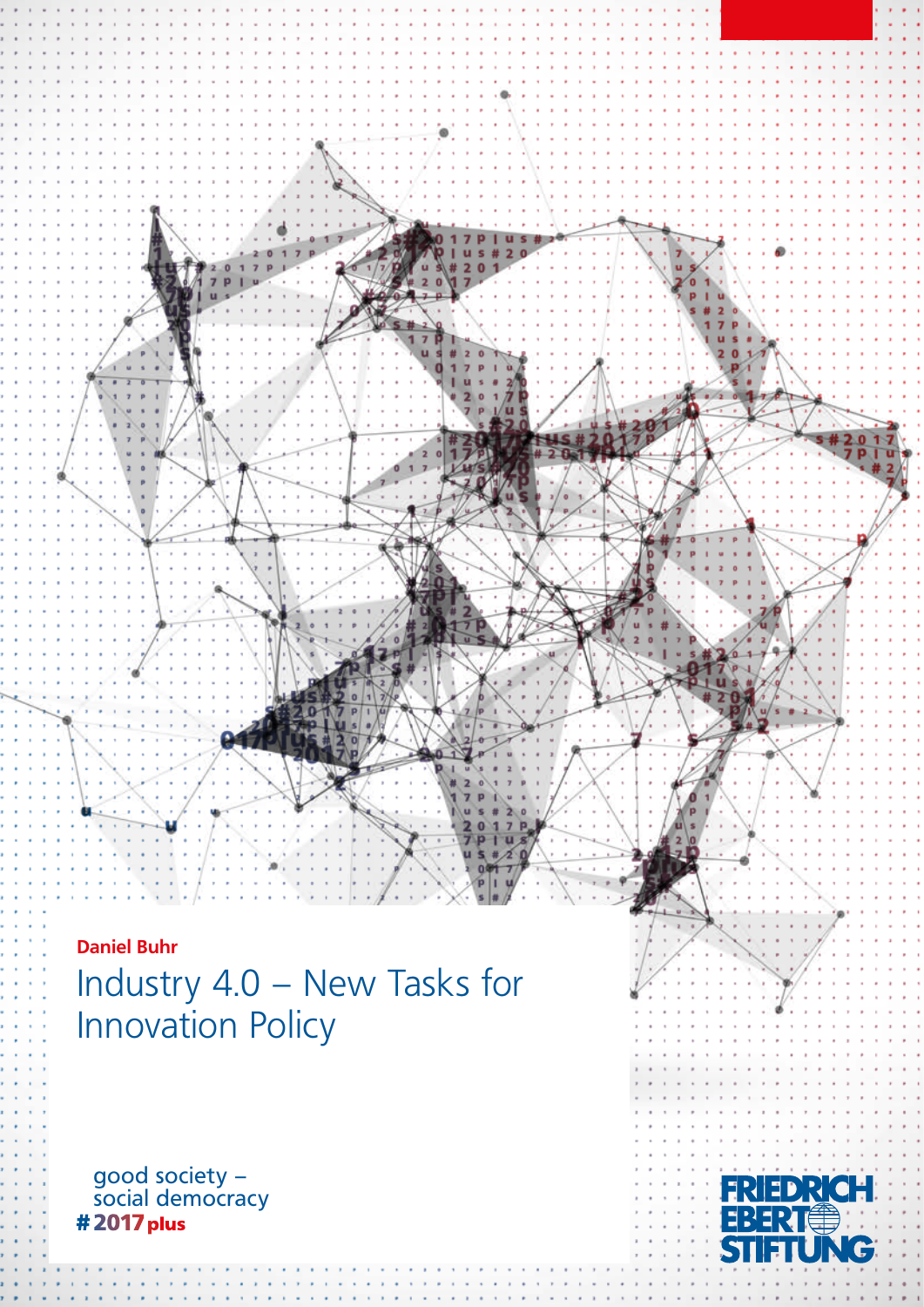**Daniel Buhr**

# Industry 4.0 – New Tasks for Innovation Policy

good society –
social democracy
#2017plus

FRIEDRICH EBERT STIFTUNG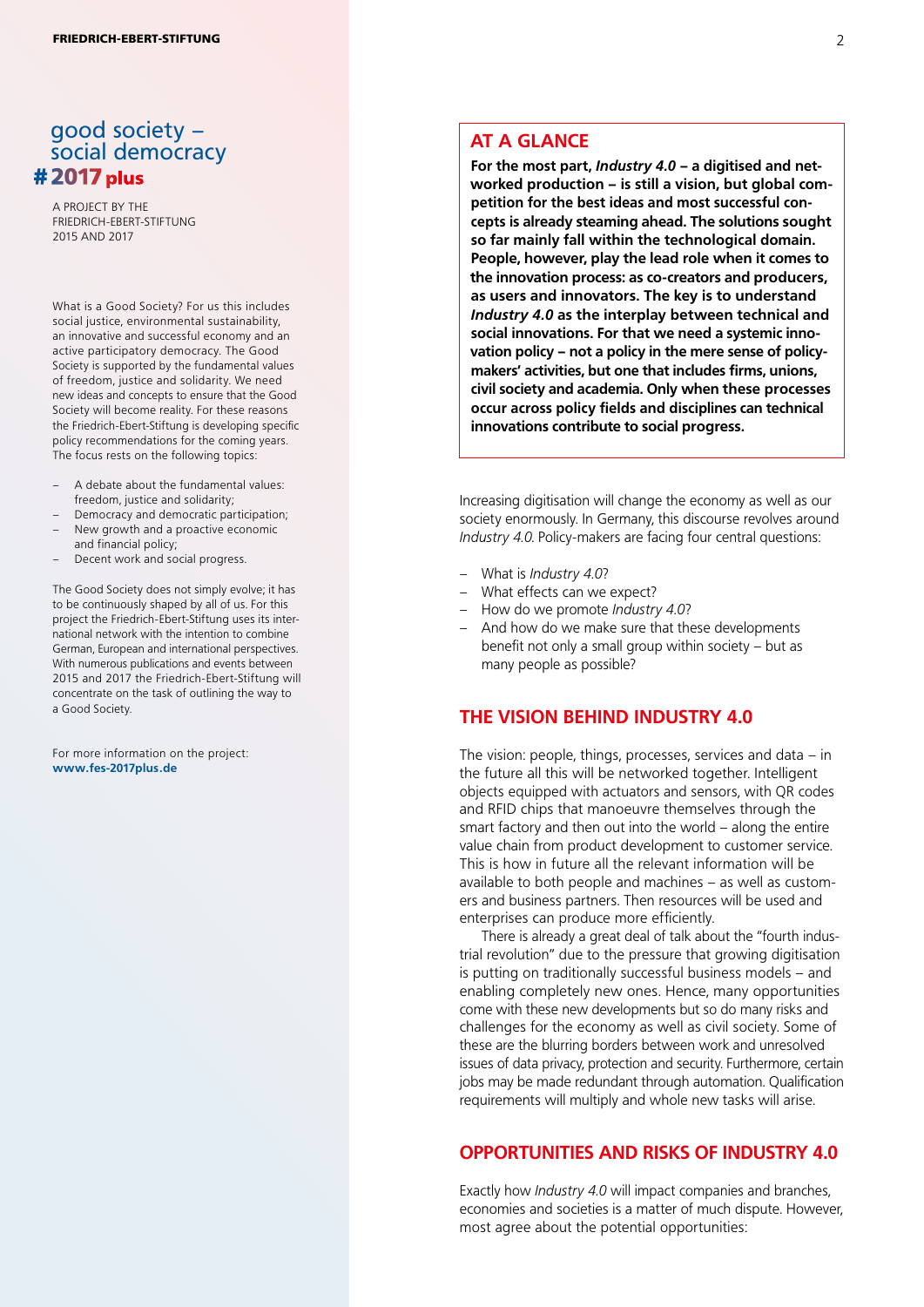good society – social democracy
# #2017 plus

A PROJECT BY THE FRIEDRICH-EBERT-STIFTUNG 2015 AND 2017

What is a Good Society? For us this includes social justice, environmental sustainability, an innovative and successful economy and an active participatory democracy. The Good Society is supported by the fundamental values of freedom, justice and solidarity. We need new ideas and concepts to ensure that the Good Society will become reality. For these reasons the Friedrich-Ebert-Stiftung is developing specific policy recommendations for the coming years. The focus rests on the following topics:

– A debate about the fundamental values: freedom, justice and solidarity;
– Democracy and democratic participation;
– New growth and a proactive economic and financial policy;
– Decent work and social progress.

The Good Society does not simply evolve; it has to be continuously shaped by all of us. For this project the Friedrich-Ebert-Stiftung uses its international network with the intention to combine German, European and international perspectives. With numerous publications and events between 2015 and 2017 the Friedrich-Ebert-Stiftung will concentrate on the task of outlining the way to a Good Society.

For more information on the project:
**www.fes-2017plus.de**

## AT A GLANCE

**For the most part, *Industry 4.0* – a digitised and networked production – is still a vision, but global competition for the best ideas and most successful concepts is already steaming ahead. The solutions sought so far mainly fall within the technological domain. People, however, play the lead role when it comes to the innovation process: as co-creators and producers, as users and innovators. The key is to understand *Industry 4.0* as the interplay between technical and social innovations. For that we need a systemic innovation policy – not a policy in the mere sense of policymakers' activities, but one that includes firms, unions, civil society and academia. Only when these processes occur across policy fields and disciplines can technical innovations contribute to social progress.**

Increasing digitisation will change the economy as well as our society enormously. In Germany, this discourse revolves around *Industry 4.0*. Policy-makers are facing four central questions:

– What is *Industry 4.0*?
– What effects can we expect?
– How do we promote *Industry 4.0*?
– And how do we make sure that these developments benefit not only a small group within society – but as many people as possible?

## THE VISION BEHIND INDUSTRY 4.0

The vision: people, things, processes, services and data – in the future all this will be networked together. Intelligent objects equipped with actuators and sensors, with QR codes and RFID chips that manoeuvre themselves through the smart factory and then out into the world – along the entire value chain from product development to customer service. This is how in future all the relevant information will be available to both people and machines – as well as customers and business partners. Then resources will be used and enterprises can produce more efficiently.

There is already a great deal of talk about the "fourth industrial revolution" due to the pressure that growing digitisation is putting on traditionally successful business models – and enabling completely new ones. Hence, many opportunities come with these new developments but so do many risks and challenges for the economy as well as civil society. Some of these are the blurring borders between work and unresolved issues of data privacy, protection and security. Furthermore, certain jobs may be made redundant through automation. Qualification requirements will multiply and whole new tasks will arise.

## OPPORTUNITIES AND RISKS OF INDUSTRY 4.0

Exactly how *Industry 4.0* will impact companies and branches, economies and societies is a matter of much dispute. However, most agree about the potential opportunities: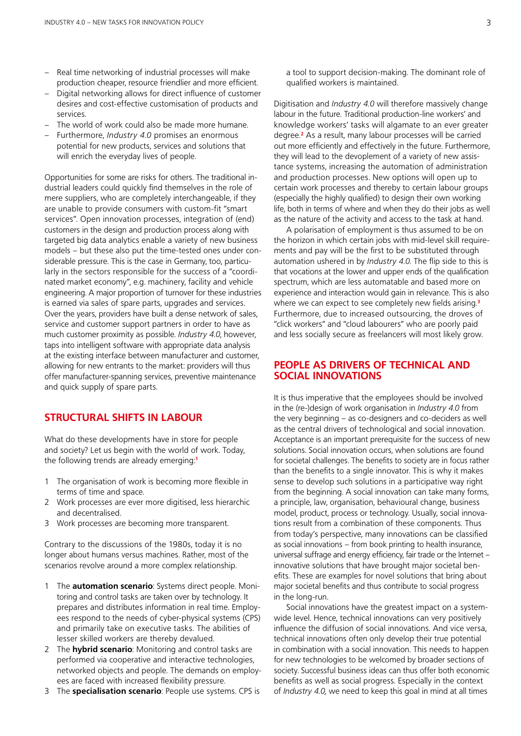– Real time networking of industrial processes will make production cheaper, resource friendlier and more efficient.
– Digital networking allows for direct influence of customer desires and cost-effective customisation of products and services.
– The world of work could also be made more humane.
– Furthermore, *Industry 4.0* promises an enormous potential for new products, services and solutions that will enrich the everyday lives of people.

Opportunities for some are risks for others. The traditional industrial leaders could quickly find themselves in the role of mere suppliers, who are completely interchangeable, if they are unable to provide consumers with custom-fit "smart services". Open innovation processes, integration of (end) customers in the design and production process along with targeted big data analytics enable a variety of new business models – but these also put the time-tested ones under considerable pressure. This is the case in Germany, too, particularly in the sectors responsible for the success of a "coordinated market economy", e.g. machinery, facility and vehicle engineering. A major proportion of turnover for these industries is earned via sales of spare parts, upgrades and services. Over the years, providers have built a dense network of sales, service and customer support partners in order to have as much customer proximity as possible. *Industry 4.0*, however, taps into intelligent software with appropriate data analysis at the existing interface between manufacturer and customer, allowing for new entrants to the market: providers will thus offer manufacturer-spanning services, preventive maintenance and quick supply of spare parts.

## STRUCTURAL SHIFTS IN LABOUR

What do these developments have in store for people and society? Let us begin with the world of work. Today, the following trends are already emerging:[1]

1 The organisation of work is becoming more flexible in terms of time and space.
2 Work processes are ever more digitised, less hierarchic and decentralised.
3 Work processes are becoming more transparent.

Contrary to the discussions of the 1980s, today it is no longer about humans versus machines. Rather, most of the scenarios revolve around a more complex relationship.

1 The **automation scenario**: Systems direct people. Monitoring and control tasks are taken over by technology. It prepares and distributes information in real time. Employees respond to the needs of cyber-physical systems (CPS) and primarily take on executive tasks. The abilities of lesser skilled workers are thereby devalued.
2 The **hybrid scenario**: Monitoring and control tasks are performed via cooperative and interactive technologies, networked objects and people. The demands on employees are faced with increased flexibility pressure.
3 The **specialisation scenario**: People use systems. CPS is a tool to support decision-making. The dominant role of qualified workers is maintained.

Digitisation and *Industry 4.0* will therefore massively change labour in the future. Traditional production-line workers' and knowledge workers' tasks will algamate to an ever greater degree.[2] As a result, many labour processes will be carried out more efficiently and effectively in the future. Furthermore, they will lead to the devoplement of a variety of new assistance systems, increasing the automation of administration and production processes. New options will open up to certain work processes and thereby to certain labour groups (especially the highly qualified) to design their own working life, both in terms of where and when they do their jobs as well as the nature of the activity and access to the task at hand.

A polarisation of employment is thus assumed to be on the horizon in which certain jobs with mid-level skill requirements and pay will be the first to be substituted through automation ushered in by *Industry 4.0*. The flip side to this is that vocations at the lower and upper ends of the qualification spectrum, which are less automatable and based more on experience and interaction would gain in relevance. This is also where we can expect to see completely new fields arising.[3] Furthermore, due to increased outsourcing, the droves of "click workers" and "cloud labourers" who are poorly paid and less socially secure as freelancers will most likely grow.

## PEOPLE AS DRIVERS OF TECHNICAL AND SOCIAL INNOVATIONS

It is thus imperative that the employees should be involved in the (re-)design of work organisation in *Industry 4.0* from the very beginning – as co-designers and co-deciders as well as the central drivers of technological and social innovation. Acceptance is an important prerequisite for the success of new solutions. Social innovation occurs, when solutions are found for societal challenges. The benefits to society are in focus rather than the benefits to a single innovator. This is why it makes sense to develop such solutions in a participative way right from the beginning. A social innovation can take many forms, a principle, law, organisation, behavioural change, business model, product, process or technology. Usually, social innovations result from a combination of these components. Thus from today's perspective, many innovations can be classified as social innovations – from book printing to health insurance, universal suffrage and energy efficiency, fair trade or the Internet – innovative solutions that have brought major societal benefits. These are examples for novel solutions that bring about major societal benefits and thus contribute to social progress in the long-run.

Social innovations have the greatest impact on a system-wide level. Hence, technical innovations can very positively influence the diffusion of social innovations. And vice versa, technical innovations often only develop their true potential in combination with a social innovation. This needs to happen for new technologies to be welcomed by broader sections of society. Successful business ideas can thus offer both economic benefits as well as social progress. Especially in the context of *Industry 4.0,* we need to keep this goal in mind at all times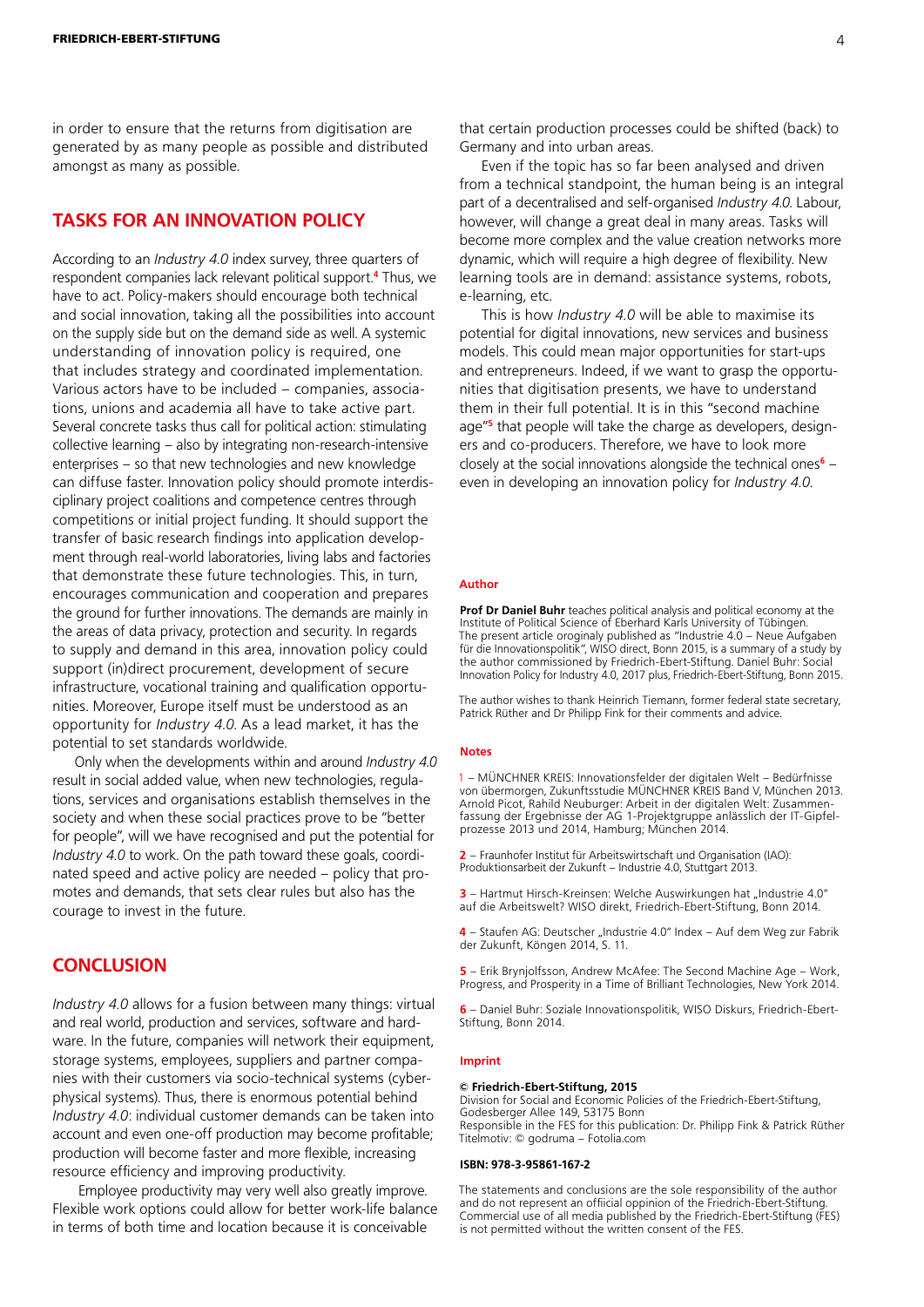in order to ensure that the returns from digitisation are generated by as many people as possible and distributed amongst as many as possible.

## TASKS FOR AN INNOVATION POLICY

According to an *Industry 4.0* index survey, three quarters of respondent companies lack relevant political support.[4] Thus, we have to act. Policy-makers should encourage both technical and social innovation, taking all the possibilities into account on the supply side but on the demand side as well. A systemic understanding of innovation policy is required, one that includes strategy and coordinated implementation. Various actors have to be included – companies, associations, unions and academia all have to take active part. Several concrete tasks thus call for political action: stimulating collective learning – also by integrating non-research-intensive enterprises – so that new technologies and new knowledge can diffuse faster. Innovation policy should promote interdisciplinary project coalitions and competence centres through competitions or initial project funding. It should support the transfer of basic research findings into application development through real-world laboratories, living labs and factories that demonstrate these future technologies. This, in turn, encourages communication and cooperation and prepares the ground for further innovations. The demands are mainly in the areas of data privacy, protection and security. In regards to supply and demand in this area, innovation policy could support (in)direct procurement, development of secure infrastructure, vocational training and qualification opportunities. Moreover, Europe itself must be understood as an opportunity for *Industry 4.0*. As a lead market, it has the potential to set standards worldwide.

Only when the developments within and around *Industry 4.0* result in social added value, when new technologies, regulations, services and organisations establish themselves in the society and when these social practices prove to be "better for people", will we have recognised and put the potential for *Industry 4.0* to work. On the path toward these goals, coordinated speed and active policy are needed – policy that promotes and demands, that sets clear rules but also has the courage to invest in the future.

## CONCLUSION

*Industry 4.0* allows for a fusion between many things: virtual and real world, production and services, software and hardware. In the future, companies will network their equipment, storage systems, employees, suppliers and partner companies with their customers via socio-technical systems (cyber-physical systems). Thus, there is enormous potential behind *Industry 4.0*: individual customer demands can be taken into account and even one-off production may become profitable; production will become faster and more flexible, increasing resource efficiency and improving productivity.

Employee productivity may very well also greatly improve. Flexible work options could allow for better work-life balance in terms of both time and location because it is conceivable that certain production processes could be shifted (back) to Germany and into urban areas.

Even if the topic has so far been analysed and driven from a technical standpoint, the human being is an integral part of a decentralised and self-organised *Industry 4.0*. Labour, however, will change a great deal in many areas. Tasks will become more complex and the value creation networks more dynamic, which will require a high degree of flexibility. New learning tools are in demand: assistance systems, robots, e-learning, etc.

This is how *Industry 4.0* will be able to maximise its potential for digital innovations, new services and business models. This could mean major opportunities for start-ups and entrepreneurs. Indeed, if we want to grasp the opportunities that digitisation presents, we have to understand them in their full potential. It is in this "second machine age"[5] that people will take the charge as developers, designers and co-producers. Therefore, we have to look more closely at the social innovations alongside the technical ones[6] – even in developing an innovation policy for *Industry 4.0*.

#### Author

**Prof Dr Daniel Buhr** teaches political analysis and political economy at the Institute of Political Science of Eberhard Karls University of Tübingen. The present article oroginaly published as "Industrie 4.0 – Neue Aufgaben für die Innovationspolitik", WISO direct, Bonn 2015, is a summary of a study by the author commissioned by Friedrich-Ebert-Stiftung. Daniel Buhr: Social Innovation Policy for Industry 4.0, 2017 plus, Friedrich-Ebert-Stiftung, Bonn 2015.

The author wishes to thank Heinrich Tiemann, former federal state secretary, Patrick Rüther and Dr Philipp Fink for their comments and advice.

#### Notes

1 – MÜNCHNER KREIS: Innovationsfelder der digitalen Welt – Bedürfnisse von übermorgen, Zukunftsstudie MÜNCHNER KREIS Band V, München 2013. Arnold Picot, Rahild Neuburger: Arbeit in der digitalen Welt: Zusammenfassung der Ergebnisse der AG 1-Projektgruppe anlässlich der IT-Gipfelprozesse 2013 und 2014, Hamburg; München 2014.

2 – Fraunhofer Institut für Arbeitswirtschaft und Organisation (IAO): Produktionsarbeit der Zukunft – Industrie 4.0, Stuttgart 2013.

3 – Hartmut Hirsch-Kreinsen: Welche Auswirkungen hat „Industrie 4.0" auf die Arbeitswelt? WISO direkt, Friedrich-Ebert-Stiftung, Bonn 2014.

4 – Staufen AG: Deutscher „Industrie 4.0" Index – Auf dem Weg zur Fabrik der Zukunft, Köngen 2014, S. 11.

5 – Erik Brynjolfsson, Andrew McAfee: The Second Machine Age – Work, Progress, and Prosperity in a Time of Brilliant Technologies, New York 2014.

6 – Daniel Buhr: Soziale Innovationspolitik, WISO Diskurs, Friedrich-Ebert-Stiftung, Bonn 2014.

#### Imprint

**© Friedrich-Ebert-Stiftung, 2015**
Division for Social and Economic Policies of the Friedrich-Ebert-Stiftung, Godesberger Allee 149, 53175 Bonn
Responsible in the FES for this publication: Dr. Philipp Fink & Patrick Rüther
Titelmotiv: © godruma – Fotolia.com

**ISBN: 978-3-95861-167-2**

The statements and conclusions are the sole responsibility of the author and do not represent an offiicial oppinion of the Friedrich-Ebert-Stiftung. Commercial use of all media published by the Friedrich-Ebert-Stiftung (FES) is not permitted without the written consent of the FES.